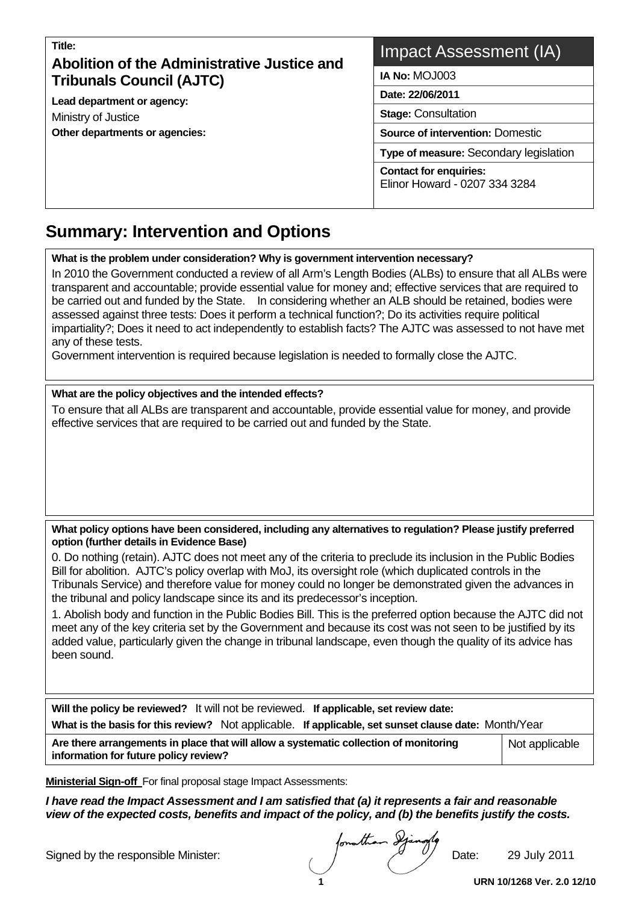**Title:**

## Abolition of the Administrative Justice and Tribunals Council (AJTC)

**Lead department or agency:**
Ministry of Justice

**Other departments or agencies:**

| Impact Assessment (IA) |
|---|
| **IA No:** MOJ003 |
| **Date: 22/06/2011** |
| **Stage:** Consultation |
| **Source of intervention:** Domestic |
| **Type of measure:** Secondary legislation |
| **Contact for enquiries:** Elinor Howard - 0207 334 3284 |

# Summary: Intervention and Options

**What is the problem under consideration? Why is government intervention necessary?**

In 2010 the Government conducted a review of all Arm's Length Bodies (ALBs) to ensure that all ALBs were transparent and accountable; provide essential value for money and; effective services that are required to be carried out and funded by the State. In considering whether an ALB should be retained, bodies were assessed against three tests: Does it perform a technical function?; Do its activities require political impartiality?; Does it need to act independently to establish facts? The AJTC was assessed to not have met any of these tests.

Government intervention is required because legislation is needed to formally close the AJTC.

**What are the policy objectives and the intended effects?**

To ensure that all ALBs are transparent and accountable, provide essential value for money, and provide effective services that are required to be carried out and funded by the State.

**What policy options have been considered, including any alternatives to regulation? Please justify preferred option (further details in Evidence Base)**

0. Do nothing (retain). AJTC does not meet any of the criteria to preclude its inclusion in the Public Bodies Bill for abolition. AJTC's policy overlap with MoJ, its oversight role (which duplicated controls in the Tribunals Service) and therefore value for money could no longer be demonstrated given the advances in the tribunal and policy landscape since its and its predecessor's inception.

1. Abolish body and function in the Public Bodies Bill. This is the preferred option because the AJTC did not meet any of the key criteria set by the Government and because its cost was not seen to be justified by its added value, particularly given the change in tribunal landscape, even though the quality of its advice has been sound.

**Will the policy be reviewed?** It will not be reviewed. **If applicable, set review date:**

**What is the basis for this review?** Not applicable. **If applicable, set sunset clause date:** Month/Year

| **Are there arrangements in place that will allow a systematic collection of monitoring information for future policy review?** | Not applicable |
|---|---|

**Ministerial Sign-off** For final proposal stage Impact Assessments:

***I have read the Impact Assessment and I am satisfied that (a) it represents a fair and reasonable view of the expected costs, benefits and impact of the policy, and (b) the benefits justify the costs.***

Signed by the responsible Minister: Jonathan Djanogly Date: 29 July 2011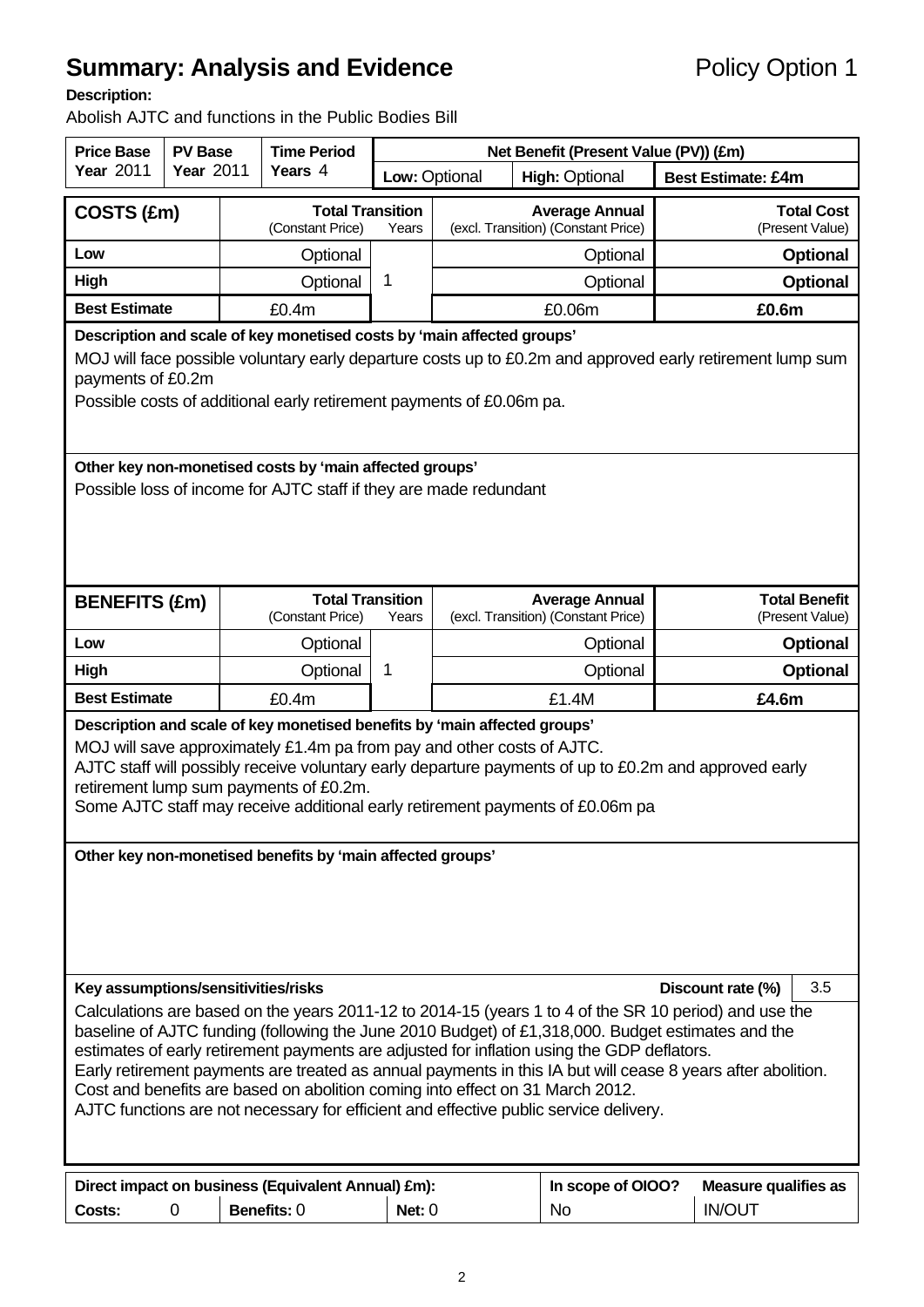# Summary: Analysis and Evidence

Policy Option 1

**Description:**

Abolish AJTC and functions in the Public Bodies Bill

| Price Base Year 2011 | PV Base Year 2011 | Time Period Years 4 | Net Benefit (Present Value (PV)) (£m) | | |
|---|---|---|---|---|---|
| | | | Low: Optional | High: Optional | Best Estimate: £4m |

| COSTS (£m) | Total Transition (Constant Price) | Years | Average Annual (excl. Transition) (Constant Price) | Total Cost (Present Value) |
|---|---|---|---|---|
| Low | Optional | 1 | Optional | **Optional** |
| High | Optional | | Optional | **Optional** |
| **Best Estimate** | £0.4m | | £0.06m | **£0.6m** |

**Description and scale of key monetised costs by 'main affected groups'**

MOJ will face possible voluntary early departure costs up to £0.2m and approved early retirement lump sum payments of £0.2m

Possible costs of additional early retirement payments of £0.06m pa.

**Other key non-monetised costs by 'main affected groups'**

Possible loss of income for AJTC staff if they are made redundant

| BENEFITS (£m) | Total Transition (Constant Price) | Years | Average Annual (excl. Transition) (Constant Price) | Total Benefit (Present Value) |
|---|---|---|---|---|
| Low | Optional | 1 | Optional | **Optional** |
| High | Optional | | Optional | **Optional** |
| **Best Estimate** | £0.4m | | £1.4M | **£4.6m** |

**Description and scale of key monetised benefits by 'main affected groups'**

MOJ will save approximately £1.4m pa from pay and other costs of AJTC.
AJTC staff will possibly receive voluntary early departure payments of up to £0.2m and approved early retirement lump sum payments of £0.2m.
Some AJTC staff may receive additional early retirement payments of £0.06m pa

**Other key non-monetised benefits by 'main affected groups'**

**Key assumptions/sensitivities/risks** — **Discount rate (%)** 3.5

Calculations are based on the years 2011-12 to 2014-15 (years 1 to 4 of the SR 10 period) and use the baseline of AJTC funding (following the June 2010 Budget) of £1,318,000. Budget estimates and the estimates of early retirement payments are adjusted for inflation using the GDP deflators.
Early retirement payments are treated as annual payments in this IA but will cease 8 years after abolition.
Cost and benefits are based on abolition coming into effect on 31 March 2012.
AJTC functions are not necessary for efficient and effective public service delivery.

| Direct impact on business (Equivalent Annual) £m): | | | In scope of OIOO? | Measure qualifies as |
|---|---|---|---|---|
| **Costs:** 0 | **Benefits:** 0 | **Net:** 0 | No | IN/OUT |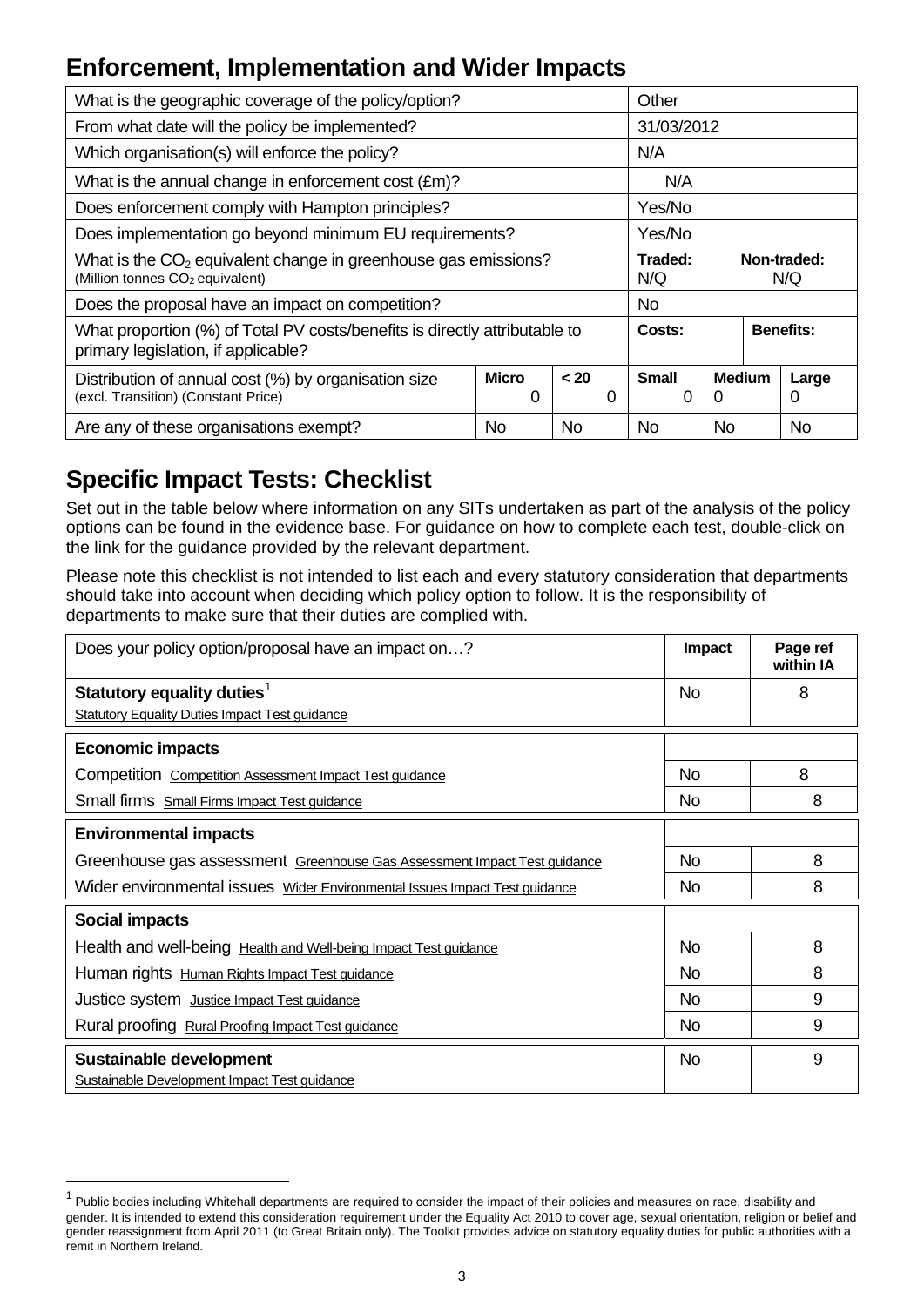## Enforcement, Implementation and Wider Impacts

| What is the geographic coverage of the policy/option? | | | Other | | |
|---|---|---|---|---|---|
| From what date will the policy be implemented? | | | 31/03/2012 | | |
| Which organisation(s) will enforce the policy? | | | N/A | | |
| What is the annual change in enforcement cost (£m)? | | | N/A | | |
| Does enforcement comply with Hampton principles? | | | Yes/No | | |
| Does implementation go beyond minimum EU requirements? | | | Yes/No | | |
| What is the $CO_2$ equivalent change in greenhouse gas emissions? (Million tonnes $CO_2$ equivalent) | | | **Traded:** N/Q | **Non-traded:** N/Q | |
| Does the proposal have an impact on competition? | | | No | | |
| What proportion (%) of Total PV costs/benefits is directly attributable to primary legislation, if applicable? | | | **Costs:** | **Benefits:** | |
| Distribution of annual cost (%) by organisation size (excl. Transition) (Constant Price) | **Micro** 0 | **< 20** 0 | **Small** 0 | **Medium** 0 | **Large** 0 |
| Are any of these organisations exempt? | No | No | No | No | No |

## Specific Impact Tests: Checklist

Set out in the table below where information on any SITs undertaken as part of the analysis of the policy options can be found in the evidence base. For guidance on how to complete each test, double-click on the link for the guidance provided by the relevant department.

Please note this checklist is not intended to list each and every statutory consideration that departments should take into account when deciding which policy option to follow. It is the responsibility of departments to make sure that their duties are complied with.

| Does your policy option/proposal have an impact on…? | **Impact** | **Page ref within IA** |
|---|---|---|
| **Statutory equality duties**[1] Statutory Equality Duties Impact Test guidance | No | 8 |
| **Economic impacts** | | |
| Competition Competition Assessment Impact Test guidance | No | 8 |
| Small firms Small Firms Impact Test guidance | No | 8 |
| **Environmental impacts** | | |
| Greenhouse gas assessment Greenhouse Gas Assessment Impact Test guidance | No | 8 |
| Wider environmental issues Wider Environmental Issues Impact Test guidance | No | 8 |
| **Social impacts** | | |
| Health and well-being Health and Well-being Impact Test guidance | No | 8 |
| Human rights Human Rights Impact Test guidance | No | 8 |
| Justice system Justice Impact Test guidance | No | 9 |
| Rural proofing Rural Proofing Impact Test guidance | No | 9 |
| **Sustainable development** Sustainable Development Impact Test guidance | No | 9 |

[1] Public bodies including Whitehall departments are required to consider the impact of their policies and measures on race, disability and gender. It is intended to extend this consideration requirement under the Equality Act 2010 to cover age, sexual orientation, religion or belief and gender reassignment from April 2011 (to Great Britain only). The Toolkit provides advice on statutory equality duties for public authorities with a remit in Northern Ireland.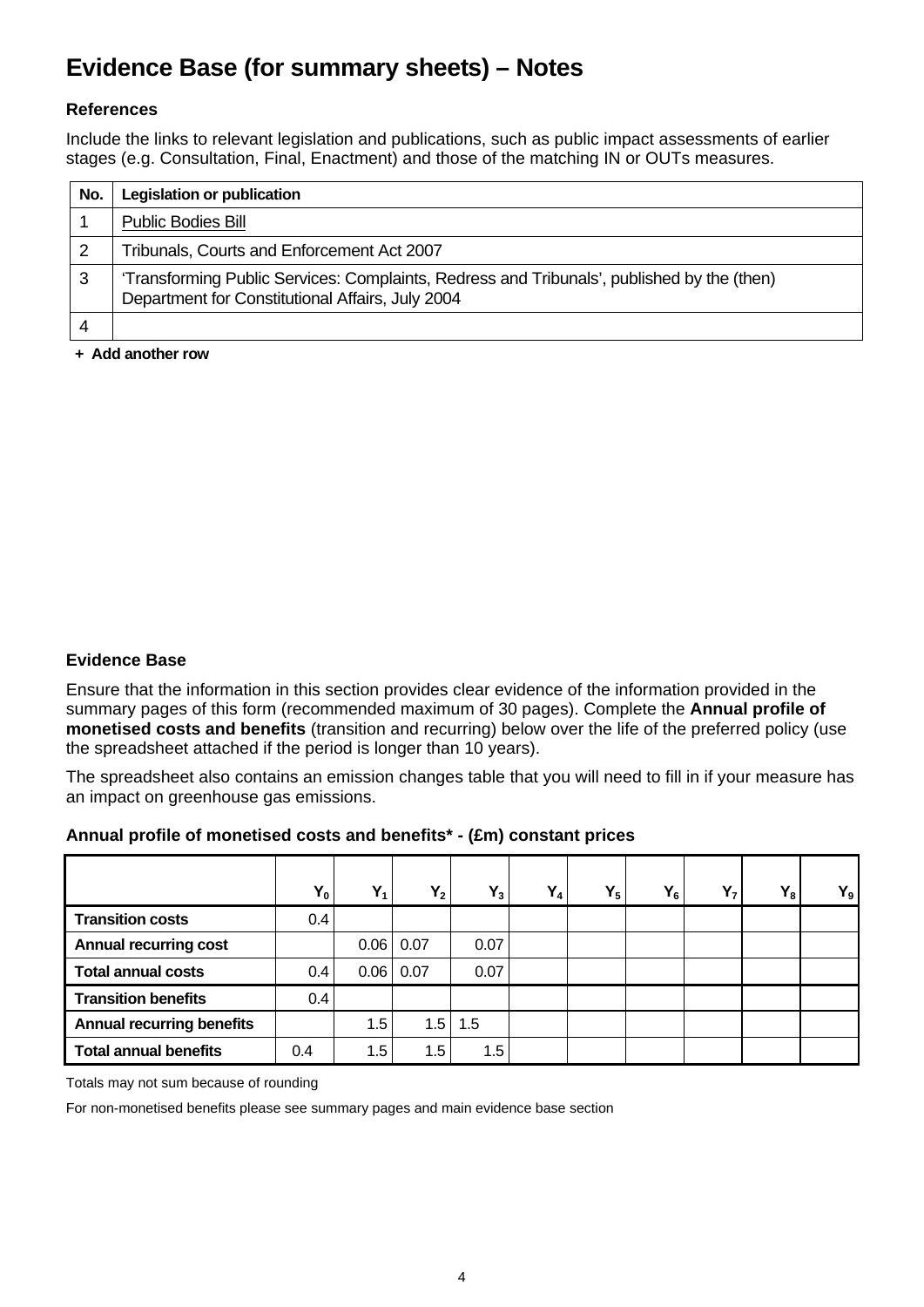# Evidence Base (for summary sheets) – Notes

### References

Include the links to relevant legislation and publications, such as public impact assessments of earlier stages (e.g. Consultation, Final, Enactment) and those of the matching IN or OUTs measures.

| No. | Legislation or publication |
|---|---|
| 1 | Public Bodies Bill |
| 2 | Tribunals, Courts and Enforcement Act 2007 |
| 3 | 'Transforming Public Services: Complaints, Redress and Tribunals', published by the (then) Department for Constitutional Affairs, July 2004 |
| 4 | |

**+ Add another row**

### Evidence Base

Ensure that the information in this section provides clear evidence of the information provided in the summary pages of this form (recommended maximum of 30 pages). Complete the **Annual profile of monetised costs and benefits** (transition and recurring) below over the life of the preferred policy (use the spreadsheet attached if the period is longer than 10 years).

The spreadsheet also contains an emission changes table that you will need to fill in if your measure has an impact on greenhouse gas emissions.

**Annual profile of monetised costs and benefits\* - (£m) constant prices**

| | $Y_0$ | $Y_1$ | $Y_2$ | $Y_3$ | $Y_4$ | $Y_5$ | $Y_6$ | $Y_7$ | $Y_8$ | $Y_9$ |
|---|---|---|---|---|---|---|---|---|---|---|
| **Transition costs** | 0.4 | | | | | | | | | |
| **Annual recurring cost** | | 0.06 | 0.07 | 0.07 | | | | | | |
| **Total annual costs** | 0.4 | 0.06 | 0.07 | 0.07 | | | | | | |
| **Transition benefits** | 0.4 | | | | | | | | | |
| **Annual recurring benefits** | | 1.5 | 1.5 | 1.5 | | | | | | |
| **Total annual benefits** | 0.4 | 1.5 | 1.5 | 1.5 | | | | | | |

Totals may not sum because of rounding

For non-monetised benefits please see summary pages and main evidence base section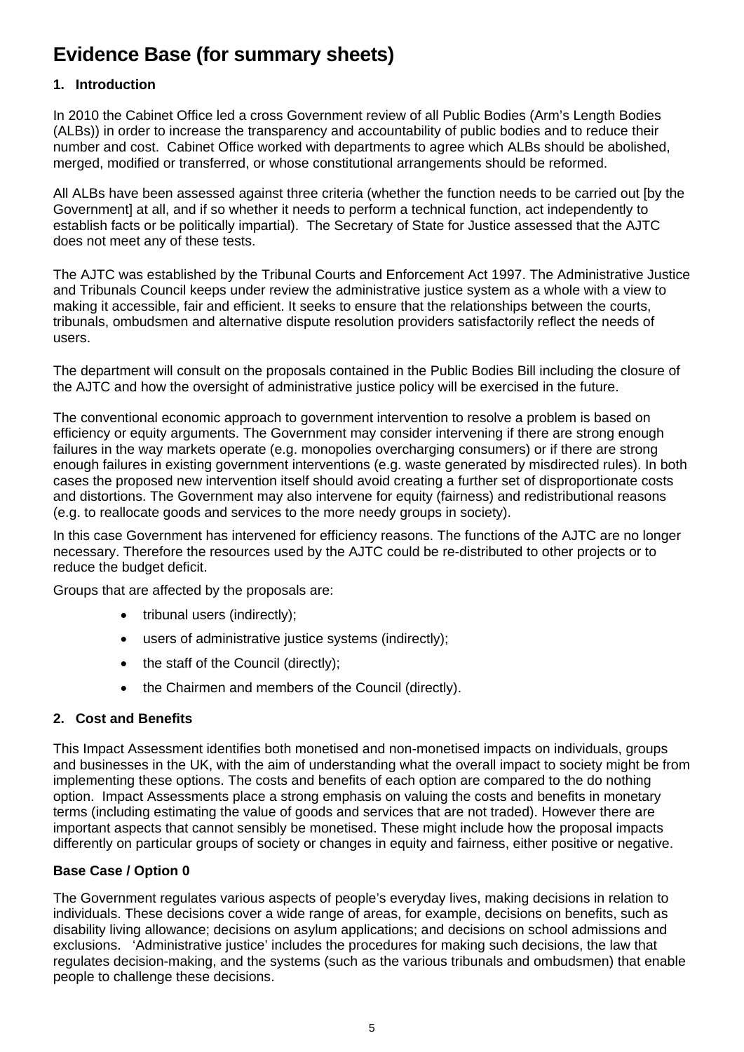# Evidence Base (for summary sheets)

## 1. Introduction

In 2010 the Cabinet Office led a cross Government review of all Public Bodies (Arm's Length Bodies (ALBs)) in order to increase the transparency and accountability of public bodies and to reduce their number and cost. Cabinet Office worked with departments to agree which ALBs should be abolished, merged, modified or transferred, or whose constitutional arrangements should be reformed.

All ALBs have been assessed against three criteria (whether the function needs to be carried out [by the Government] at all, and if so whether it needs to perform a technical function, act independently to establish facts or be politically impartial). The Secretary of State for Justice assessed that the AJTC does not meet any of these tests.

The AJTC was established by the Tribunal Courts and Enforcement Act 1997. The Administrative Justice and Tribunals Council keeps under review the administrative justice system as a whole with a view to making it accessible, fair and efficient. It seeks to ensure that the relationships between the courts, tribunals, ombudsmen and alternative dispute resolution providers satisfactorily reflect the needs of users.

The department will consult on the proposals contained in the Public Bodies Bill including the closure of the AJTC and how the oversight of administrative justice policy will be exercised in the future.

The conventional economic approach to government intervention to resolve a problem is based on efficiency or equity arguments. The Government may consider intervening if there are strong enough failures in the way markets operate (e.g. monopolies overcharging consumers) or if there are strong enough failures in existing government interventions (e.g. waste generated by misdirected rules). In both cases the proposed new intervention itself should avoid creating a further set of disproportionate costs and distortions. The Government may also intervene for equity (fairness) and redistributional reasons (e.g. to reallocate goods and services to the more needy groups in society).

In this case Government has intervened for efficiency reasons. The functions of the AJTC are no longer necessary. Therefore the resources used by the AJTC could be re-distributed to other projects or to reduce the budget deficit.

Groups that are affected by the proposals are:

- tribunal users (indirectly);
- users of administrative justice systems (indirectly);
- the staff of the Council (directly);
- the Chairmen and members of the Council (directly).

## 2. Cost and Benefits

This Impact Assessment identifies both monetised and non-monetised impacts on individuals, groups and businesses in the UK, with the aim of understanding what the overall impact to society might be from implementing these options. The costs and benefits of each option are compared to the do nothing option. Impact Assessments place a strong emphasis on valuing the costs and benefits in monetary terms (including estimating the value of goods and services that are not traded). However there are important aspects that cannot sensibly be monetised. These might include how the proposal impacts differently on particular groups of society or changes in equity and fairness, either positive or negative.

### Base Case / Option 0

The Government regulates various aspects of people's everyday lives, making decisions in relation to individuals. These decisions cover a wide range of areas, for example, decisions on benefits, such as disability living allowance; decisions on asylum applications; and decisions on school admissions and exclusions. 'Administrative justice' includes the procedures for making such decisions, the law that regulates decision-making, and the systems (such as the various tribunals and ombudsmen) that enable people to challenge these decisions.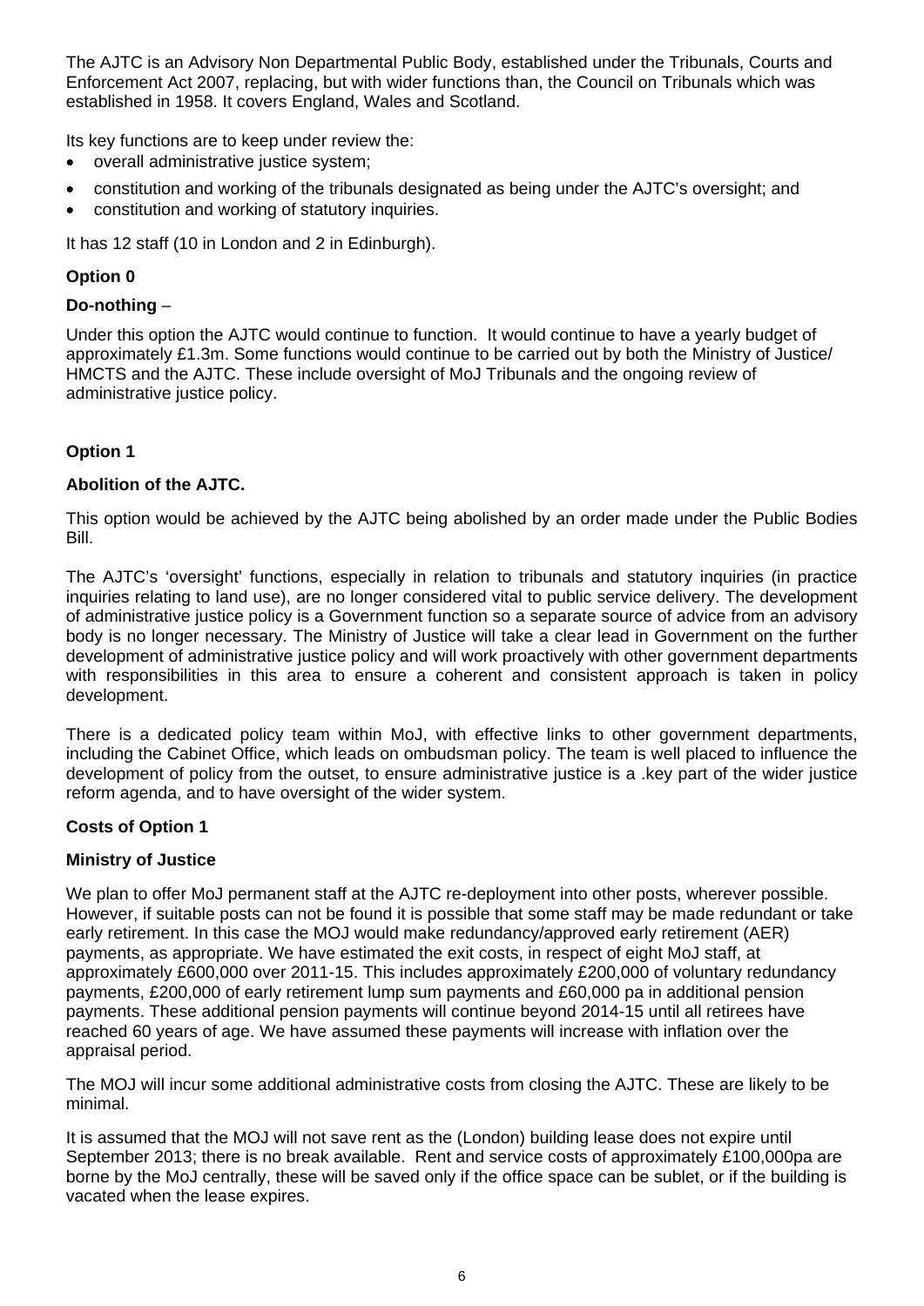The AJTC is an Advisory Non Departmental Public Body, established under the Tribunals, Courts and Enforcement Act 2007, replacing, but with wider functions than, the Council on Tribunals which was established in 1958. It covers England, Wales and Scotland.

Its key functions are to keep under review the:

- overall administrative justice system;
- constitution and working of the tribunals designated as being under the AJTC's oversight; and
- constitution and working of statutory inquiries.

It has 12 staff (10 in London and 2 in Edinburgh).

**Option 0**

**Do-nothing** –

Under this option the AJTC would continue to function. It would continue to have a yearly budget of approximately £1.3m. Some functions would continue to be carried out by both the Ministry of Justice/ HMCTS and the AJTC. These include oversight of MoJ Tribunals and the ongoing review of administrative justice policy.

**Option 1**

**Abolition of the AJTC.**

This option would be achieved by the AJTC being abolished by an order made under the Public Bodies Bill.

The AJTC's 'oversight' functions, especially in relation to tribunals and statutory inquiries (in practice inquiries relating to land use), are no longer considered vital to public service delivery. The development of administrative justice policy is a Government function so a separate source of advice from an advisory body is no longer necessary. The Ministry of Justice will take a clear lead in Government on the further development of administrative justice policy and will work proactively with other government departments with responsibilities in this area to ensure a coherent and consistent approach is taken in policy development.

There is a dedicated policy team within MoJ, with effective links to other government departments, including the Cabinet Office, which leads on ombudsman policy. The team is well placed to influence the development of policy from the outset, to ensure administrative justice is a .key part of the wider justice reform agenda, and to have oversight of the wider system.

**Costs of Option 1**

**Ministry of Justice**

We plan to offer MoJ permanent staff at the AJTC re-deployment into other posts, wherever possible. However, if suitable posts can not be found it is possible that some staff may be made redundant or take early retirement. In this case the MOJ would make redundancy/approved early retirement (AER) payments, as appropriate. We have estimated the exit costs, in respect of eight MoJ staff, at approximately £600,000 over 2011-15. This includes approximately £200,000 of voluntary redundancy payments, £200,000 of early retirement lump sum payments and £60,000 pa in additional pension payments. These additional pension payments will continue beyond 2014-15 until all retirees have reached 60 years of age. We have assumed these payments will increase with inflation over the appraisal period.

The MOJ will incur some additional administrative costs from closing the AJTC. These are likely to be minimal.

It is assumed that the MOJ will not save rent as the (London) building lease does not expire until September 2013; there is no break available. Rent and service costs of approximately £100,000pa are borne by the MoJ centrally, these will be saved only if the office space can be sublet, or if the building is vacated when the lease expires.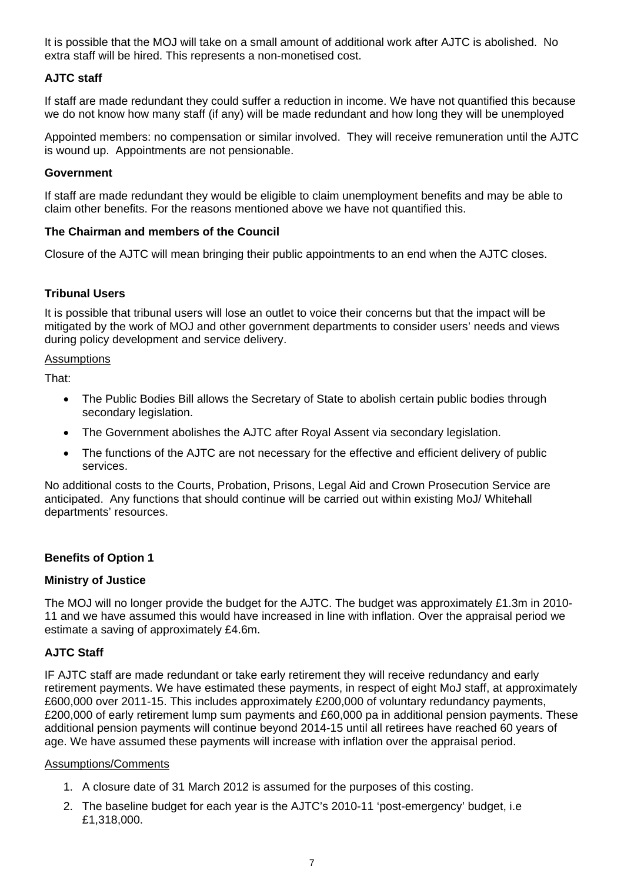It is possible that the MOJ will take on a small amount of additional work after AJTC is abolished. No extra staff will be hired. This represents a non-monetised cost.

**AJTC staff**

If staff are made redundant they could suffer a reduction in income. We have not quantified this because we do not know how many staff (if any) will be made redundant and how long they will be unemployed

Appointed members: no compensation or similar involved. They will receive remuneration until the AJTC is wound up. Appointments are not pensionable.

**Government**

If staff are made redundant they would be eligible to claim unemployment benefits and may be able to claim other benefits. For the reasons mentioned above we have not quantified this.

**The Chairman and members of the Council**

Closure of the AJTC will mean bringing their public appointments to an end when the AJTC closes.

**Tribunal Users**

It is possible that tribunal users will lose an outlet to voice their concerns but that the impact will be mitigated by the work of MOJ and other government departments to consider users' needs and views during policy development and service delivery.

Assumptions

That:

- The Public Bodies Bill allows the Secretary of State to abolish certain public bodies through secondary legislation.
- The Government abolishes the AJTC after Royal Assent via secondary legislation.
- The functions of the AJTC are not necessary for the effective and efficient delivery of public services.

No additional costs to the Courts, Probation, Prisons, Legal Aid and Crown Prosecution Service are anticipated. Any functions that should continue will be carried out within existing MoJ/ Whitehall departments' resources.

**Benefits of Option 1**

**Ministry of Justice**

The MOJ will no longer provide the budget for the AJTC. The budget was approximately £1.3m in 2010-11 and we have assumed this would have increased in line with inflation. Over the appraisal period we estimate a saving of approximately £4.6m.

**AJTC Staff**

IF AJTC staff are made redundant or take early retirement they will receive redundancy and early retirement payments. We have estimated these payments, in respect of eight MoJ staff, at approximately £600,000 over 2011-15. This includes approximately £200,000 of voluntary redundancy payments, £200,000 of early retirement lump sum payments and £60,000 pa in additional pension payments. These additional pension payments will continue beyond 2014-15 until all retirees have reached 60 years of age. We have assumed these payments will increase with inflation over the appraisal period.

Assumptions/Comments

1. A closure date of 31 March 2012 is assumed for the purposes of this costing.
2. The baseline budget for each year is the AJTC's 2010-11 'post-emergency' budget, i.e £1,318,000.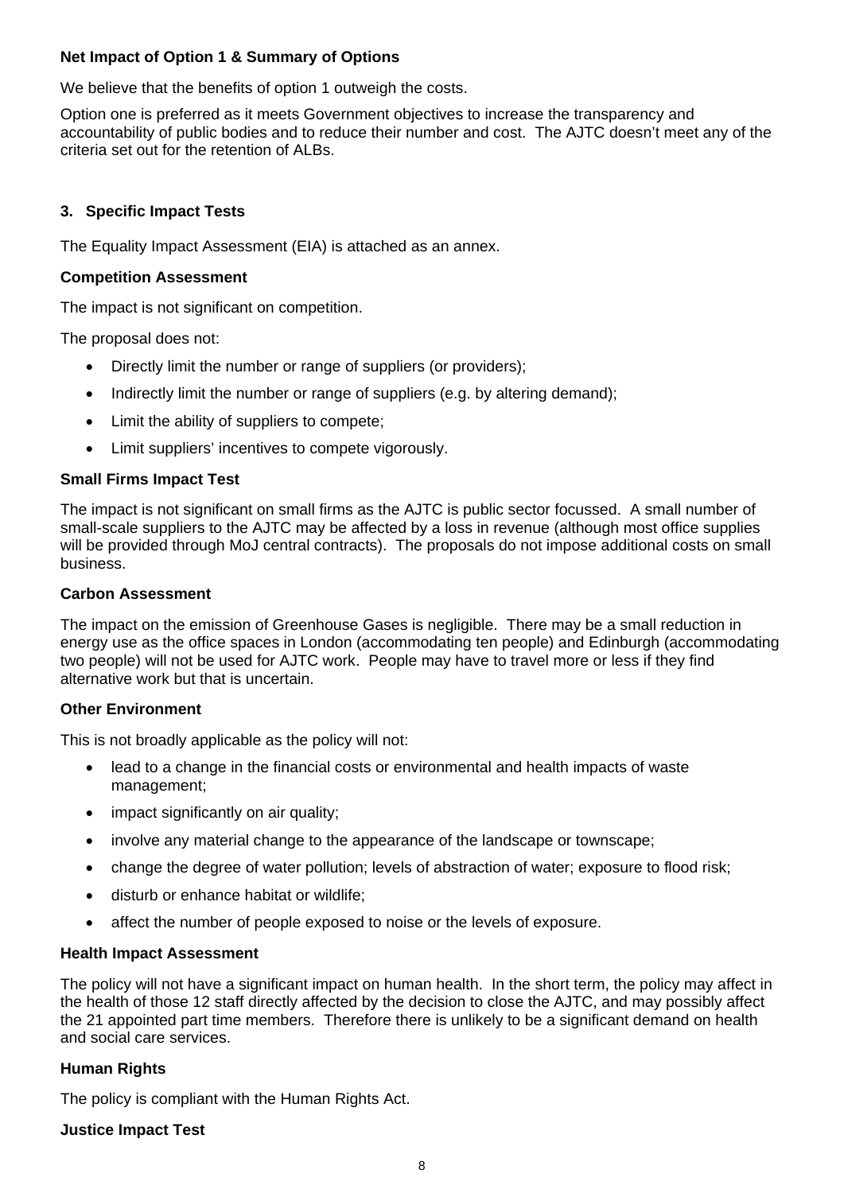**Net Impact of Option 1 & Summary of Options**

We believe that the benefits of option 1 outweigh the costs.

Option one is preferred as it meets Government objectives to increase the transparency and accountability of public bodies and to reduce their number and cost. The AJTC doesn't meet any of the criteria set out for the retention of ALBs.

## 3. Specific Impact Tests

The Equality Impact Assessment (EIA) is attached as an annex.

**Competition Assessment**

The impact is not significant on competition.

The proposal does not:

- Directly limit the number or range of suppliers (or providers);
- Indirectly limit the number or range of suppliers (e.g. by altering demand);
- Limit the ability of suppliers to compete;
- Limit suppliers' incentives to compete vigorously.

**Small Firms Impact Test**

The impact is not significant on small firms as the AJTC is public sector focussed. A small number of small-scale suppliers to the AJTC may be affected by a loss in revenue (although most office supplies will be provided through MoJ central contracts). The proposals do not impose additional costs on small business.

**Carbon Assessment**

The impact on the emission of Greenhouse Gases is negligible. There may be a small reduction in energy use as the office spaces in London (accommodating ten people) and Edinburgh (accommodating two people) will not be used for AJTC work. People may have to travel more or less if they find alternative work but that is uncertain.

**Other Environment**

This is not broadly applicable as the policy will not:

- lead to a change in the financial costs or environmental and health impacts of waste management;
- impact significantly on air quality;
- involve any material change to the appearance of the landscape or townscape;
- change the degree of water pollution; levels of abstraction of water; exposure to flood risk;
- disturb or enhance habitat or wildlife;
- affect the number of people exposed to noise or the levels of exposure.

**Health Impact Assessment**

The policy will not have a significant impact on human health. In the short term, the policy may affect in the health of those 12 staff directly affected by the decision to close the AJTC, and may possibly affect the 21 appointed part time members. Therefore there is unlikely to be a significant demand on health and social care services.

**Human Rights**

The policy is compliant with the Human Rights Act.

**Justice Impact Test**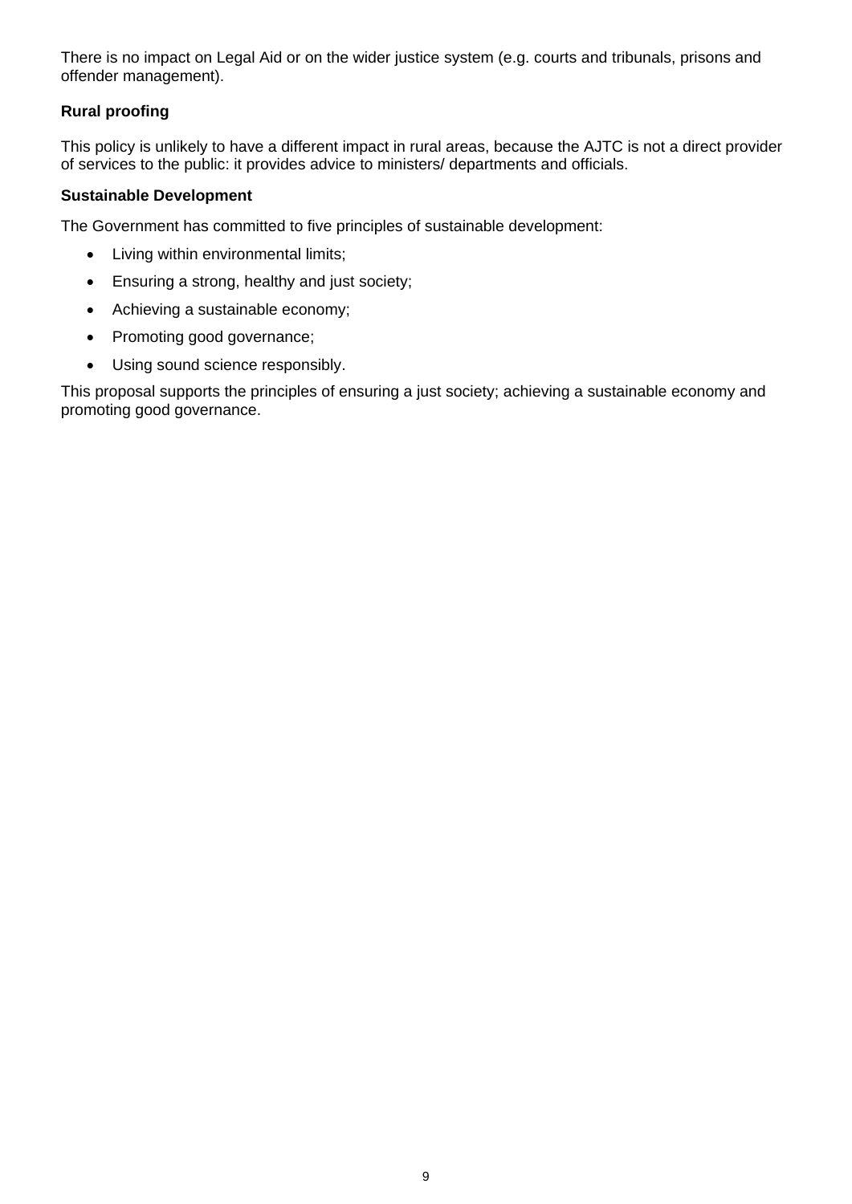There is no impact on Legal Aid or on the wider justice system (e.g. courts and tribunals, prisons and offender management).

**Rural proofing**

This policy is unlikely to have a different impact in rural areas, because the AJTC is not a direct provider of services to the public: it provides advice to ministers/ departments and officials.

**Sustainable Development**

The Government has committed to five principles of sustainable development:

- Living within environmental limits;
- Ensuring a strong, healthy and just society;
- Achieving a sustainable economy;
- Promoting good governance;
- Using sound science responsibly.

This proposal supports the principles of ensuring a just society; achieving a sustainable economy and promoting good governance.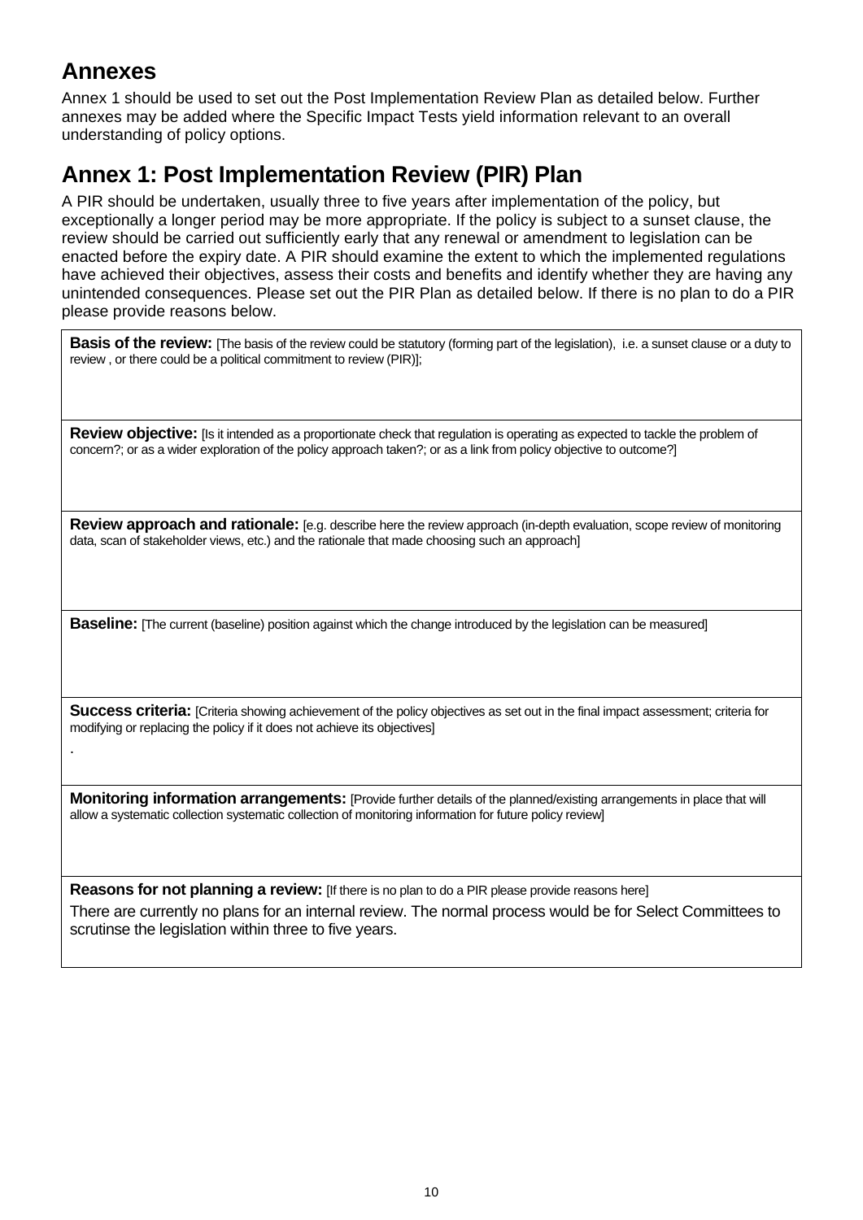## Annexes

Annex 1 should be used to set out the Post Implementation Review Plan as detailed below. Further annexes may be added where the Specific Impact Tests yield information relevant to an overall understanding of policy options.

## Annex 1: Post Implementation Review (PIR) Plan

A PIR should be undertaken, usually three to five years after implementation of the policy, but exceptionally a longer period may be more appropriate. If the policy is subject to a sunset clause, the review should be carried out sufficiently early that any renewal or amendment to legislation can be enacted before the expiry date. A PIR should examine the extent to which the implemented regulations have achieved their objectives, assess their costs and benefits and identify whether they are having any unintended consequences. Please set out the PIR Plan as detailed below. If there is no plan to do a PIR please provide reasons below.

**Basis of the review:** [The basis of the review could be statutory (forming part of the legislation), i.e. a sunset clause or a duty to review , or there could be a political commitment to review (PIR)];

**Review objective:** [Is it intended as a proportionate check that regulation is operating as expected to tackle the problem of concern?; or as a wider exploration of the policy approach taken?; or as a link from policy objective to outcome?]

**Review approach and rationale:** [e.g. describe here the review approach (in-depth evaluation, scope review of monitoring data, scan of stakeholder views, etc.) and the rationale that made choosing such an approach]

**Baseline:** [The current (baseline) position against which the change introduced by the legislation can be measured]

**Success criteria:** [Criteria showing achievement of the policy objectives as set out in the final impact assessment; criteria for modifying or replacing the policy if it does not achieve its objectives]

.

**Monitoring information arrangements:** [Provide further details of the planned/existing arrangements in place that will allow a systematic collection systematic collection of monitoring information for future policy review]

**Reasons for not planning a review:** [If there is no plan to do a PIR please provide reasons here]

There are currently no plans for an internal review. The normal process would be for Select Committees to scrutinse the legislation within three to five years.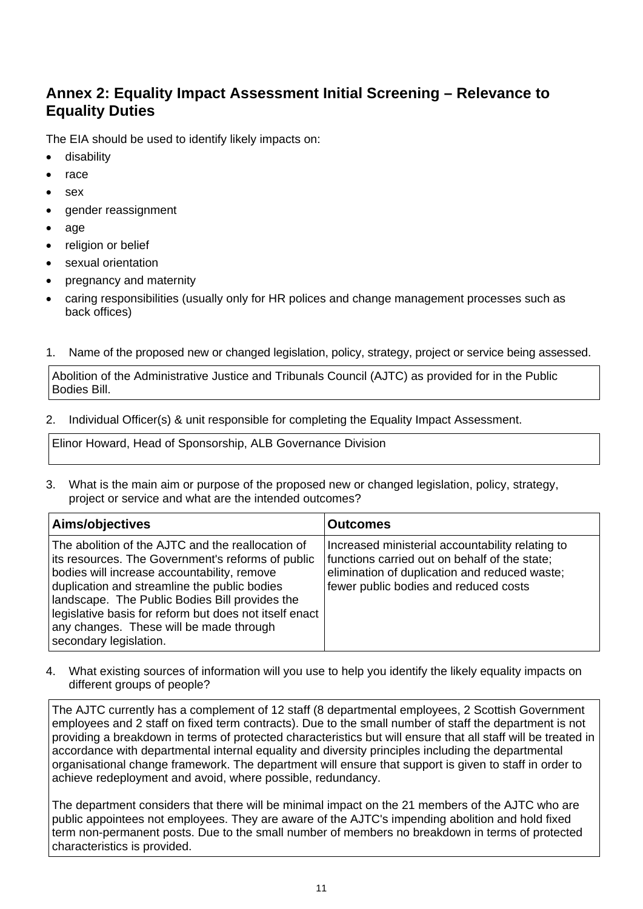## Annex 2: Equality Impact Assessment Initial Screening – Relevance to Equality Duties

The EIA should be used to identify likely impacts on:

- disability
- race
- sex
- gender reassignment
- age
- religion or belief
- sexual orientation
- pregnancy and maternity
- caring responsibilities (usually only for HR polices and change management processes such as back offices)

1. Name of the proposed new or changed legislation, policy, strategy, project or service being assessed.

| Abolition of the Administrative Justice and Tribunals Council (AJTC) as provided for in the Public Bodies Bill. |
|---|

2. Individual Officer(s) & unit responsible for completing the Equality Impact Assessment.

| Elinor Howard, Head of Sponsorship, ALB Governance Division |
|---|

3. What is the main aim or purpose of the proposed new or changed legislation, policy, strategy, project or service and what are the intended outcomes?

| Aims/objectives | Outcomes |
|---|---|
| The abolition of the AJTC and the reallocation of its resources. The Government's reforms of public bodies will increase accountability, remove duplication and streamline the public bodies landscape. The Public Bodies Bill provides the legislative basis for reform but does not itself enact any changes. These will be made through secondary legislation. | Increased ministerial accountability relating to functions carried out on behalf of the state; elimination of duplication and reduced waste; fewer public bodies and reduced costs |

4. What existing sources of information will you use to help you identify the likely equality impacts on different groups of people?

| The AJTC currently has a complement of 12 staff (8 departmental employees, 2 Scottish Government employees and 2 staff on fixed term contracts). Due to the small number of staff the department is not providing a breakdown in terms of protected characteristics but will ensure that all staff will be treated in accordance with departmental internal equality and diversity principles including the departmental organisational change framework. The department will ensure that support is given to staff in order to achieve redeployment and avoid, where possible, redundancy.<br><br>The department considers that there will be minimal impact on the 21 members of the AJTC who are public appointees not employees. They are aware of the AJTC's impending abolition and hold fixed term non-permanent posts. Due to the small number of members no breakdown in terms of protected characteristics is provided. |
|---|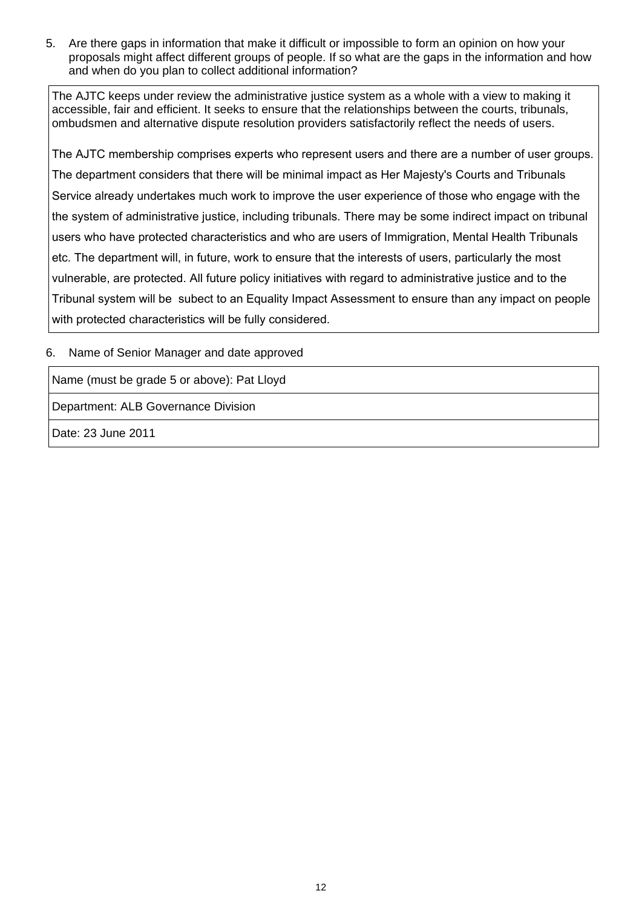5. Are there gaps in information that make it difficult or impossible to form an opinion on how your proposals might affect different groups of people. If so what are the gaps in the information and how and when do you plan to collect additional information?

| |
|---|
| The AJTC keeps under review the administrative justice system as a whole with a view to making it accessible, fair and efficient. It seeks to ensure that the relationships between the courts, tribunals, ombudsmen and alternative dispute resolution providers satisfactorily reflect the needs of users.<br><br>The AJTC membership comprises experts who represent users and there are a number of user groups. The department considers that there will be minimal impact as Her Majesty's Courts and Tribunals Service already undertakes much work to improve the user experience of those who engage with the the system of administrative justice, including tribunals. There may be some indirect impact on tribunal users who have protected characteristics and who are users of Immigration, Mental Health Tribunals etc. The department will, in future, work to ensure that the interests of users, particularly the most vulnerable, are protected. All future policy initiatives with regard to administrative justice and to the Tribunal system will be  subect to an Equality Impact Assessment to ensure than any impact on people with protected characteristics will be fully considered. |

6. Name of Senior Manager and date approved

| |
|---|
| Name (must be grade 5 or above): Pat Lloyd |
| Department: ALB Governance Division |
| Date: 23 June 2011 |